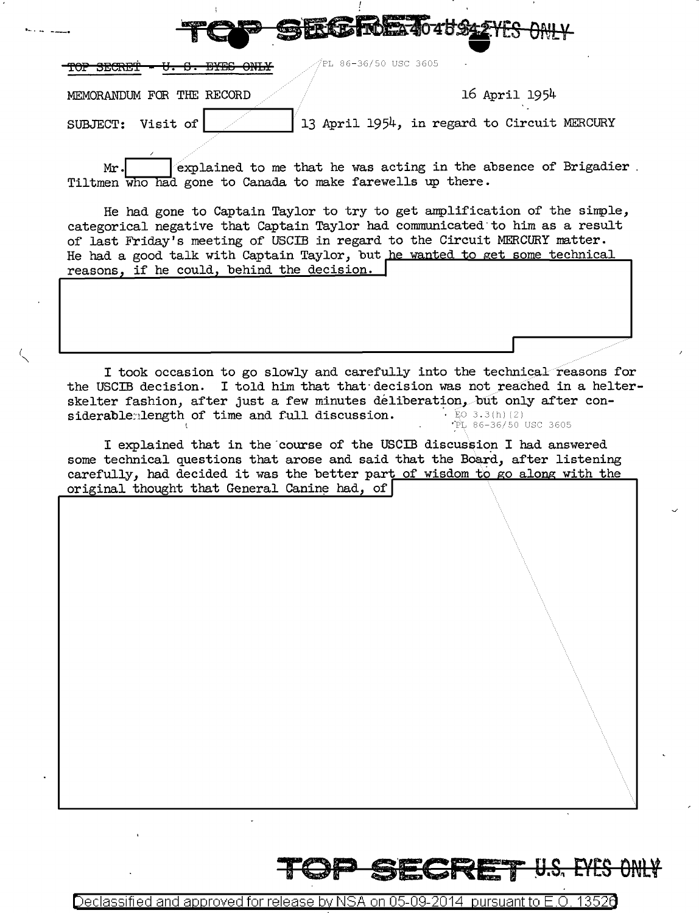~~TOP SECRET - U. S. EYES ONLY~~

PL 86-36/50 USC 3605

MEMORANDUM FOR THE RECORD 16 April 1954

SUBJECT: Visit of [redacted] 13 April 1954, in regard to Circuit MERCURY

Mr. [redacted] explained to me that he was acting in the absence of Brigadier Tiltmen who had gone to Canada to make farewells up there.

He had gone to Captain Taylor to try to get amplification of the simple, categorical negative that Captain Taylor had communicated to him as a result of last Friday's meeting of USCIB in regard to the Circuit MERCURY matter. He had a good talk with Captain Taylor, but he wanted to get some technical reasons, if he could, behind the decision. [redacted]

I took occasion to go slowly and carefully into the technical reasons for the USCIB decision. I told him that that decision was not reached in a helter-skelter fashion, after just a few minutes deliberation, but only after considerable length of time and full discussion.

EO 3.3(h)(2)
PL 86-36/50 USC 3605

I explained that in the course of the USCIB discussion I had answered some technical questions that arose and said that the Board, after listening carefully, had decided it was the better part of wisdom to go along with the original thought that General Canine had, of [redacted]

~~TOP SECRET U.S. EYES ONLY~~

Declassified and approved for release by NSA on 05-09-2014 pursuant to E.O. 13526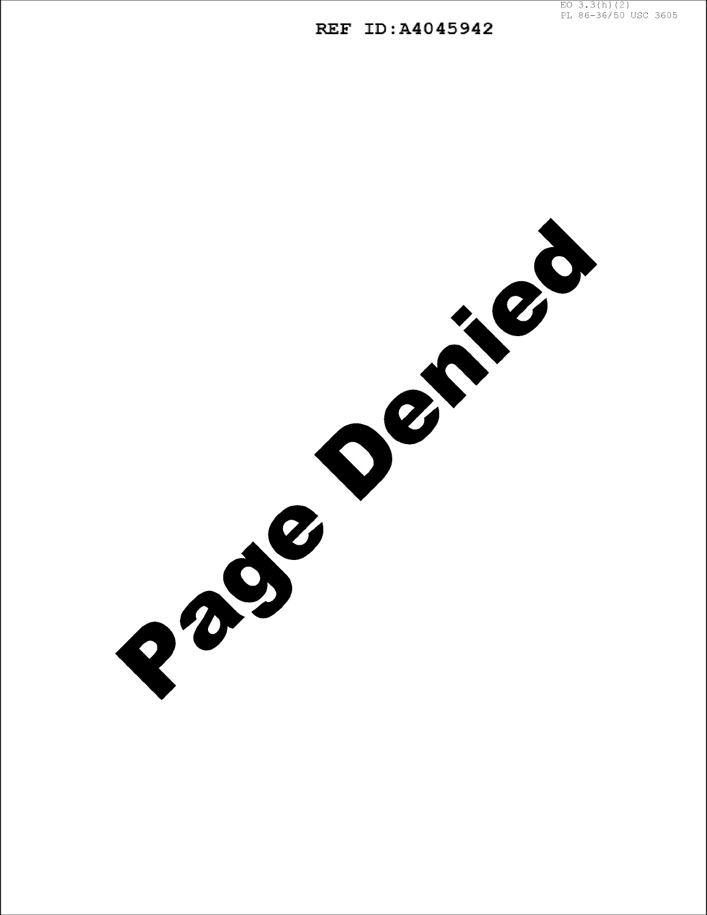EO 3.3(h)(2)
PL 86-36/50 USC 3605

Page Denied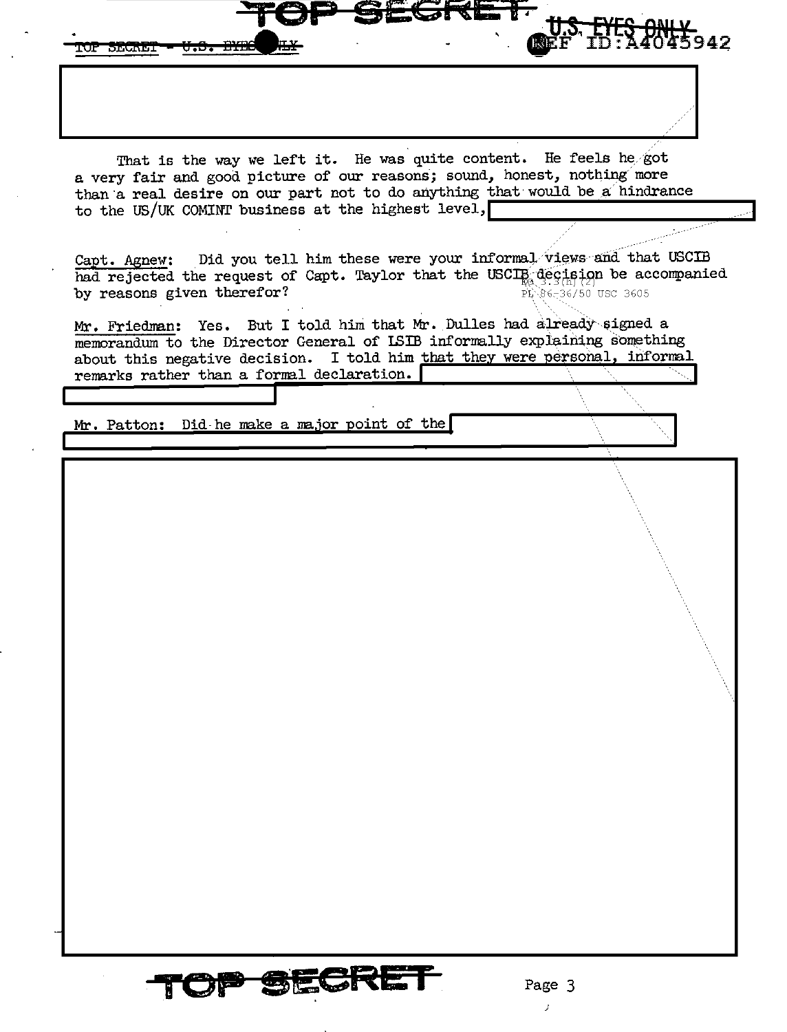That is the way we left it. He was quite content. He feels he got a very fair and good picture of our reasons; sound, honest, nothing more than a real desire on our part not to do anything that would be a hindrance to the US/UK COMINT business at the highest level,

Capt. Agnew: Did you tell him these were your informal views and that USCIB had rejected the request of Capt. Taylor that the USCIB decision be accompanied by reasons given therefor?

EO 3.3(h)(2)
PL 86-36/50 USC 3605

Mr. Friedman: Yes. But I told him that Mr. Dulles had already signed a memorandum to the Director General of LSIB informally explaining something about this negative decision. I told him that they were personal, informal remarks rather than a formal declaration.

Mr. Patton: Did he make a major point of the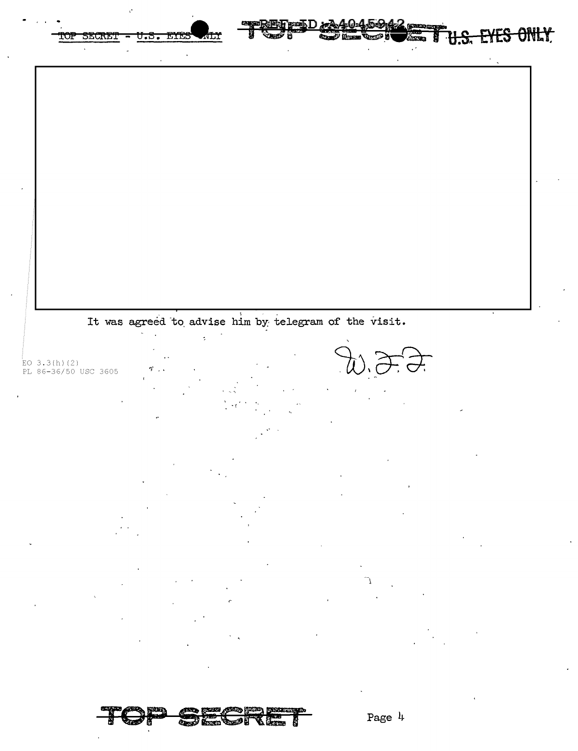It was agreed to advise him by telegram of the visit.

EO 3.3(h)(2)
PL 86-36/50 USC 3605

W.F.F.